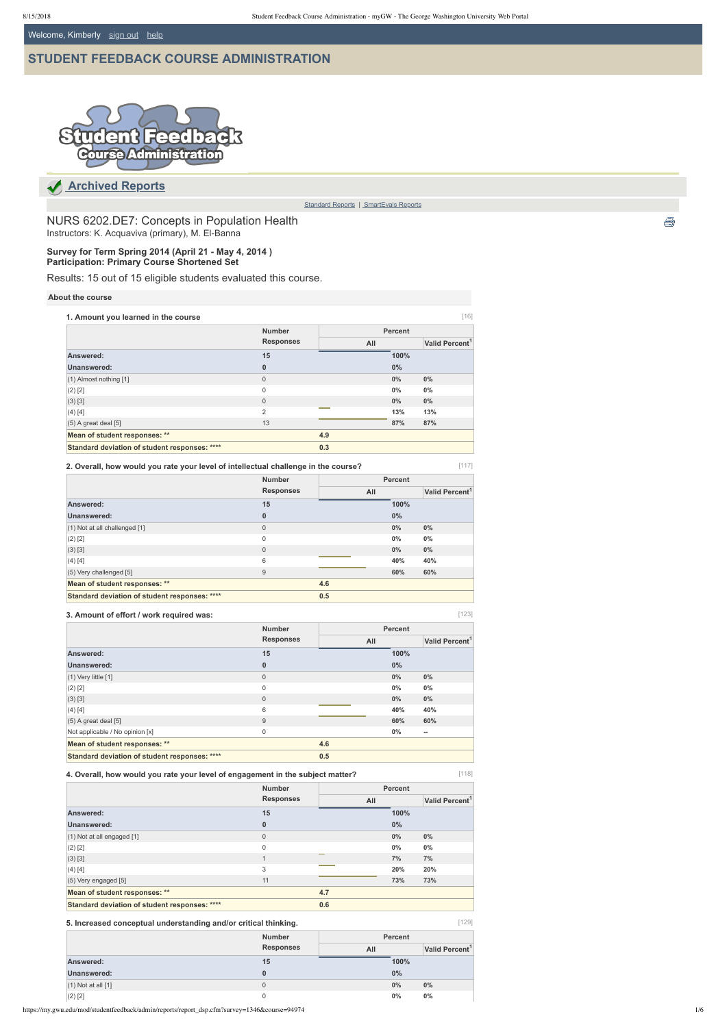Welcome, Kimberly sign out help

# STUDENT FEEDBACK COURSE ADMINISTRATION

## Archived Reports

Standard Reports | SmartEvals Reports

NURS 6202.DE7: Concepts in Population Health
Instructors: K. Acquaviva (primary), M. El-Banna

**Survey for Term Spring 2014 (April 21 - May 4, 2014 )**
**Participation: Primary Course Shortened Set**

Results: 15 out of 15 eligible students evaluated this course.

**About the course**

**1. Amount you learned in the course** [16]

| | Number Responses | Percent | |
|---|---|---|---|
| | | All | Valid Percent[1] |
| **Answered:** | **15** | **100%** | |
| **Unanswered:** | **0** | **0%** | |
| (1) Almost nothing [1] | 0 | 0% | 0% |
| (2) [2] | 0 | 0% | 0% |
| (3) [3] | 0 | 0% | 0% |
| (4) [4] | 2 | 13% | 13% |
| (5) A great deal [5] | 13 | 87% | 87% |
| **Mean of student responses: \*\*** | **4.9** | | |
| **Standard deviation of student responses: \*\*\*\*** | **0.3** | | |

**2. Overall, how would you rate your level of intellectual challenge in the course?** [117]

| | Number Responses | Percent | |
|---|---|---|---|
| | | All | Valid Percent[1] |
| **Answered:** | **15** | **100%** | |
| **Unanswered:** | **0** | **0%** | |
| (1) Not at all challenged [1] | 0 | 0% | 0% |
| (2) [2] | 0 | 0% | 0% |
| (3) [3] | 0 | 0% | 0% |
| (4) [4] | 6 | 40% | 40% |
| (5) Very challenged [5] | 9 | 60% | 60% |
| **Mean of student responses: \*\*** | **4.6** | | |
| **Standard deviation of student responses: \*\*\*\*** | **0.5** | | |

**3. Amount of effort / work required was:** [123]

| | Number Responses | Percent | |
|---|---|---|---|
| | | All | Valid Percent[1] |
| **Answered:** | **15** | **100%** | |
| **Unanswered:** | **0** | **0%** | |
| (1) Very little [1] | 0 | 0% | 0% |
| (2) [2] | 0 | 0% | 0% |
| (3) [3] | 0 | 0% | 0% |
| (4) [4] | 6 | 40% | 40% |
| (5) A great deal [5] | 9 | 60% | 60% |
| Not applicable / No opinion [x] | 0 | 0% | -- |
| **Mean of student responses: \*\*** | **4.6** | | |
| **Standard deviation of student responses: \*\*\*\*** | **0.5** | | |

**4. Overall, how would you rate your level of engagement in the subject matter?** [118]

| | Number Responses | Percent | |
|---|---|---|---|
| | | All | Valid Percent[1] |
| **Answered:** | **15** | **100%** | |
| **Unanswered:** | **0** | **0%** | |
| (1) Not at all engaged [1] | 0 | 0% | 0% |
| (2) [2] | 0 | 0% | 0% |
| (3) [3] | 1 | 7% | 7% |
| (4) [4] | 3 | 20% | 20% |
| (5) Very engaged [5] | 11 | 73% | 73% |
| **Mean of student responses: \*\*** | **4.7** | | |
| **Standard deviation of student responses: \*\*\*\*** | **0.6** | | |

**5. Increased conceptual understanding and/or critical thinking.** [129]

| | Number Responses | Percent | |
|---|---|---|---|
| | | All | Valid Percent[1] |
| **Answered:** | **15** | **100%** | |
| **Unanswered:** | **0** | **0%** | |
| (1) Not at all [1] | 0 | 0% | 0% |
| (2) [2] | 0 | 0% | 0% |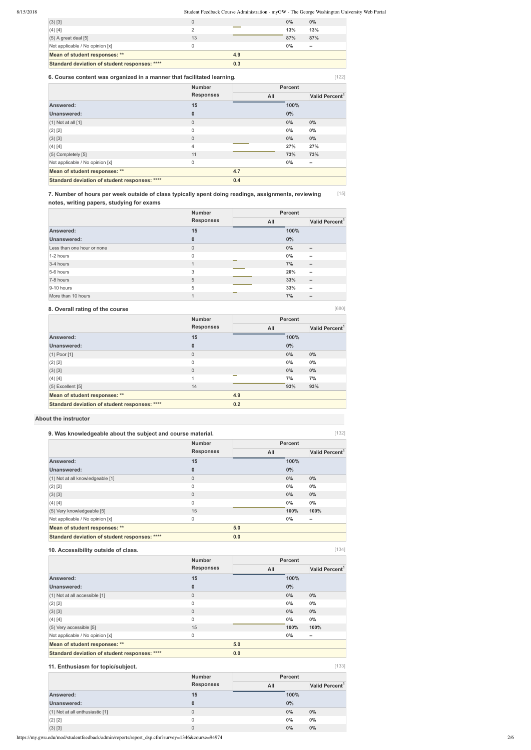| | Number Responses | Percent All | | Valid Percent[1] |
|---|---|---|---|---|
| (3) [3] | 0 | | 0% | 0% |
| (4) [4] | 2 | | 13% | 13% |
| (5) A great deal [5] | 13 | | 87% | 87% |
| Not applicable / No opinion [x] | 0 | | 0% | -- |
| **Mean of student responses: \*\*** | | 4.9 | | |
| **Standard deviation of student responses: \*\*\*\*** | | 0.3 | | |

### 6. Course content was organized in a manner that facilitated learning.

[122]

| | Number Responses | Percent | | |
|---|---|---|---|---|
| | | All | | Valid Percent[1] |
| **Answered:** | 15 | | 100% | |
| **Unanswered:** | 0 | | 0% | |
| (1) Not at all [1] | 0 | | 0% | 0% |
| (2) [2] | 0 | | 0% | 0% |
| (3) [3] | 0 | | 0% | 0% |
| (4) [4] | 4 | | 27% | 27% |
| (5) Completely [5] | 11 | | 73% | 73% |
| Not applicable / No opinion [x] | 0 | | 0% | -- |
| **Mean of student responses: \*\*** | | 4.7 | | |
| **Standard deviation of student responses: \*\*\*\*** | | 0.4 | | |

### 7. Number of hours per week outside of class typically spent doing readings, assignments, reviewing notes, writing papers, studying for exams

[15]

| | Number Responses | Percent | | |
|---|---|---|---|---|
| | | All | | Valid Percent[1] |
| **Answered:** | 15 | | 100% | |
| **Unanswered:** | 0 | | 0% | |
| Less than one hour or none | 0 | | 0% | -- |
| 1-2 hours | 0 | | 0% | -- |
| 3-4 hours | 1 | | 7% | -- |
| 5-6 hours | 3 | | 20% | -- |
| 7-8 hours | 5 | | 33% | -- |
| 9-10 hours | 5 | | 33% | -- |
| More than 10 hours | 1 | | 7% | -- |

### 8. Overall rating of the course

[680]

| | Number Responses | Percent | | |
|---|---|---|---|---|
| | | All | | Valid Percent[1] |
| **Answered:** | 15 | | 100% | |
| **Unanswered:** | 0 | | 0% | |
| (1) Poor [1] | 0 | | 0% | 0% |
| (2) [2] | 0 | | 0% | 0% |
| (3) [3] | 0 | | 0% | 0% |
| (4) [4] | 1 | | 7% | 7% |
| (5) Excellent [5] | 14 | | 93% | 93% |
| **Mean of student responses: \*\*** | | 4.9 | | |
| **Standard deviation of student responses: \*\*\*\*** | | 0.2 | | |

## About the instructor

### 9. Was knowledgeable about the subject and course material.

[132]

| | Number Responses | Percent | | |
|---|---|---|---|---|
| | | All | | Valid Percent[1] |
| **Answered:** | 15 | | 100% | |
| **Unanswered:** | 0 | | 0% | |
| (1) Not at all knowledgeable [1] | 0 | | 0% | 0% |
| (2) [2] | 0 | | 0% | 0% |
| (3) [3] | 0 | | 0% | 0% |
| (4) [4] | 0 | | 0% | 0% |
| (5) Very knowledgeable [5] | 15 | | 100% | 100% |
| Not applicable / No opinion [x] | 0 | | 0% | -- |
| **Mean of student responses: \*\*** | | 5.0 | | |
| **Standard deviation of student responses: \*\*\*\*** | | 0.0 | | |

### 10. Accessibility outside of class.

[134]

| | Number Responses | Percent | | |
|---|---|---|---|---|
| | | All | | Valid Percent[1] |
| **Answered:** | 15 | | 100% | |
| **Unanswered:** | 0 | | 0% | |
| (1) Not at all accessible [1] | 0 | | 0% | 0% |
| (2) [2] | 0 | | 0% | 0% |
| (3) [3] | 0 | | 0% | 0% |
| (4) [4] | 0 | | 0% | 0% |
| (5) Very accessible [5] | 15 | | 100% | 100% |
| Not applicable / No opinion [x] | 0 | | 0% | -- |
| **Mean of student responses: \*\*** | | 5.0 | | |
| **Standard deviation of student responses: \*\*\*\*** | | 0.0 | | |

### 11. Enthusiasm for topic/subject.

[133]

| | Number Responses | Percent | | |
|---|---|---|---|---|
| | | All | | Valid Percent[1] |
| **Answered:** | 15 | | 100% | |
| **Unanswered:** | 0 | | 0% | |
| (1) Not at all enthusiastic [1] | 0 | | 0% | 0% |
| (2) [2] | 0 | | 0% | 0% |
| (3) [3] | 0 | | 0% | 0% |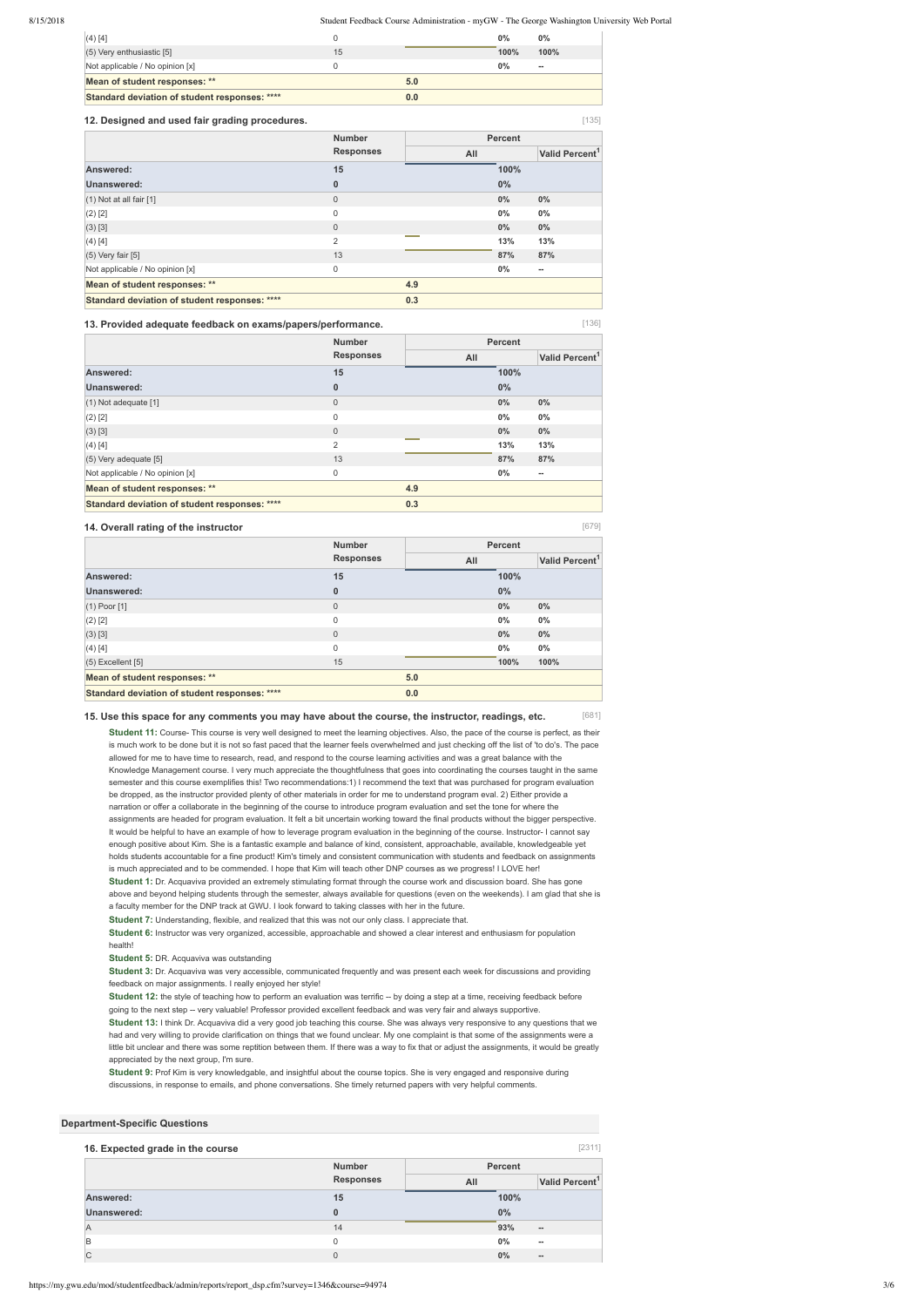| | | | | |
|---|---|---|---|---|
| (4) [4] | 0 | | 0% | 0% |
| (5) Very enthusiastic [5] | 15 | | 100% | 100% |
| Not applicable / No opinion [x] | 0 | | 0% | -- |
| **Mean of student responses: \*\*** | | 5.0 | | |
| **Standard deviation of student responses: \*\*\*\*** | | 0.0 | | |

### 12. Designed and used fair grading procedures.

[135]

| | Number Responses | Percent | | |
|---|---|---|---|---|
| | | All | | Valid Percent[1] |
| **Answered:** | 15 | | 100% | |
| **Unanswered:** | 0 | | 0% | |
| (1) Not at all fair [1] | 0 | | 0% | 0% |
| (2) [2] | 0 | | 0% | 0% |
| (3) [3] | 0 | | 0% | 0% |
| (4) [4] | 2 | | 13% | 13% |
| (5) Very fair [5] | 13 | | 87% | 87% |
| Not applicable / No opinion [x] | 0 | | 0% | -- |
| **Mean of student responses: \*\*** | | 4.9 | | |
| **Standard deviation of student responses: \*\*\*\*** | | 0.3 | | |

### 13. Provided adequate feedback on exams/papers/performance.

[136]

| | Number Responses | Percent | | |
|---|---|---|---|---|
| | | All | | Valid Percent[1] |
| **Answered:** | 15 | | 100% | |
| **Unanswered:** | 0 | | 0% | |
| (1) Not adequate [1] | 0 | | 0% | 0% |
| (2) [2] | 0 | | 0% | 0% |
| (3) [3] | 0 | | 0% | 0% |
| (4) [4] | 2 | | 13% | 13% |
| (5) Very adequate [5] | 13 | | 87% | 87% |
| Not applicable / No opinion [x] | 0 | | 0% | -- |
| **Mean of student responses: \*\*** | | 4.9 | | |
| **Standard deviation of student responses: \*\*\*\*** | | 0.3 | | |

### 14. Overall rating of the instructor

[679]

| | Number Responses | Percent | | |
|---|---|---|---|---|
| | | All | | Valid Percent[1] |
| **Answered:** | 15 | | 100% | |
| **Unanswered:** | 0 | | 0% | |
| (1) Poor [1] | 0 | | 0% | 0% |
| (2) [2] | 0 | | 0% | 0% |
| (3) [3] | 0 | | 0% | 0% |
| (4) [4] | 0 | | 0% | 0% |
| (5) Excellent [5] | 15 | | 100% | 100% |
| **Mean of student responses: \*\*** | | 5.0 | | |
| **Standard deviation of student responses: \*\*\*\*** | | 0.0 | | |

### 15. Use this space for any comments you may have about the course, the instructor, readings, etc.

[681]

**Student 11:** Course- This course is very well designed to meet the learning objectives. Also, the pace of the course is perfect, as their is much work to be done but it is not so fast paced that the learner feels overwhelmed and just checking off the list of 'to do's. The pace allowed for me to have time to research, read, and respond to the course learning activities and was a great balance with the Knowledge Management course. I very much appreciate the thoughtfulness that goes into coordinating the courses taught in the same semester and this course exemplifies this! Two recommendations:1) I recommend the text that was purchased for program evaluation be dropped, as the instructor provided plenty of other materials in order for me to understand program eval. 2) Either provide a narration or offer a collaborate in the beginning of the course to introduce program evaluation and set the tone for where the assignments are headed for program evaluation. It felt a bit uncertain working toward the final products without the bigger perspective. It would be helpful to have an example of how to leverage program evaluation in the beginning of the course. Instructor- I cannot say enough positive about Kim. She is a fantastic example and balance of kind, consistent, approachable, available, knowledgeable yet holds students accountable for a fine product! Kim's timely and consistent communication with students and feedback on assignments is much appreciated and to be commended. I hope that Kim will teach other DNP courses as we progress! I LOVE her!

**Student 1:** Dr. Acquaviva provided an extremely stimulating format through the course work and discussion board. She has gone above and beyond helping students through the semester, always available for questions (even on the weekends). I am glad that she is a faculty member for the DNP track at GWU. I look forward to taking classes with her in the future.

**Student 7:** Understanding, flexible, and realized that this was not our only class. I appreciate that.

**Student 6:** Instructor was very organized, accessible, approachable and showed a clear interest and enthusiasm for population health!

**Student 5:** DR. Acquaviva was outstanding

**Student 3:** Dr. Acquaviva was very accessible, communicated frequently and was present each week for discussions and providing feedback on major assignments. I really enjoyed her style!

**Student 12:** the style of teaching how to perform an evaluation was terrific -- by doing a step at a time, receiving feedback before going to the next step -- very valuable! Professor provided excellent feedback and was very fair and always supportive.

**Student 13:** I think Dr. Acquaviva did a very good job teaching this course. She was always very responsive to any questions that we had and very willing to provide clarification on things that we found unclear. My one complaint is that some of the assignments were a little bit unclear and there was some reptition between them. If there was a way to fix that or adjust the assignments, it would be greatly appreciated by the next group, I'm sure.

**Student 9:** Prof Kim is very knowledgable, and insightful about the course topics. She is very engaged and responsive during discussions, in response to emails, and phone conversations. She timely returned papers with very helpful comments.

## Department-Specific Questions

### 16. Expected grade in the course

[2311]

| | Number Responses | Percent | | |
|---|---|---|---|---|
| | | All | | Valid Percent[1] |
| **Answered:** | 15 | | 100% | |
| **Unanswered:** | 0 | | 0% | |
| A | 14 | | 93% | -- |
| B | 0 | | 0% | -- |
| C | 0 | | 0% | -- |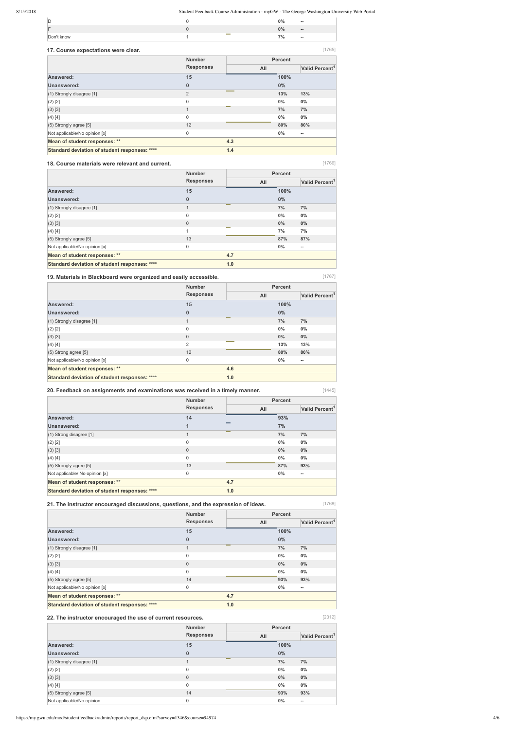| | | | |
|---|---|---|---|
| D | 0 | 0% | -- |
| F | 0 | 0% | -- |
| Don't know | 1 | 7% | -- |

### 17. Course expectations were clear.

[1765]

| | Number Responses | Percent All | Valid Percent[1] |
|---|---|---|---|
| **Answered:** | **15** | **100%** | |
| **Unanswered:** | **0** | **0%** | |
| (1) Strongly disagree [1] | 2 | 13% | 13% |
| (2) [2] | 0 | 0% | 0% |
| (3) [3] | 1 | 7% | 7% |
| (4) [4] | 0 | 0% | 0% |
| (5) Strongly agree [5] | 12 | 80% | 80% |
| Not applicable/No opinion [x] | 0 | 0% | -- |
| **Mean of student responses: \*\*** | **4.3** | | |
| **Standard deviation of student responses: \*\*\*\*** | **1.4** | | |

### 18. Course materials were relevant and current.

[1766]

| | Number Responses | Percent All | Valid Percent[1] |
|---|---|---|---|
| **Answered:** | **15** | **100%** | |
| **Unanswered:** | **0** | **0%** | |
| (1) Strongly disagree [1] | 1 | 7% | 7% |
| (2) [2] | 0 | 0% | 0% |
| (3) [3] | 0 | 0% | 0% |
| (4) [4] | 1 | 7% | 7% |
| (5) Strongly agree [5] | 13 | 87% | 87% |
| Not applicable/No opinion [x] | 0 | 0% | -- |
| **Mean of student responses: \*\*** | **4.7** | | |
| **Standard deviation of student responses: \*\*\*\*** | **1.0** | | |

### 19. Materials in Blackboard were organized and easily accessible.

[1767]

| | Number Responses | Percent All | Valid Percent[1] |
|---|---|---|---|
| **Answered:** | **15** | **100%** | |
| **Unanswered:** | **0** | **0%** | |
| (1) Strongly disagree [1] | 1 | 7% | 7% |
| (2) [2] | 0 | 0% | 0% |
| (3) [3] | 0 | 0% | 0% |
| (4) [4] | 2 | 13% | 13% |
| (5) Strong agree [5] | 12 | 80% | 80% |
| Not applicable/No opinion [x] | 0 | 0% | -- |
| **Mean of student responses: \*\*** | **4.6** | | |
| **Standard deviation of student responses: \*\*\*\*** | **1.0** | | |

### 20. Feedback on assignments and examinations was received in a timely manner.

[1445]

| | Number Responses | Percent All | Valid Percent[1] |
|---|---|---|---|
| **Answered:** | **14** | **93%** | |
| **Unanswered:** | **1** | **7%** | |
| (1) Strong disagree [1] | 1 | 7% | 7% |
| (2) [2] | 0 | 0% | 0% |
| (3) [3] | 0 | 0% | 0% |
| (4) [4] | 0 | 0% | 0% |
| (5) Strongly agree [5] | 13 | 87% | 93% |
| Not applicable/ No opinion [x] | 0 | 0% | -- |
| **Mean of student responses: \*\*** | **4.7** | | |
| **Standard deviation of student responses: \*\*\*\*** | **1.0** | | |

### 21. The instructor encouraged discussions, questions, and the expression of ideas.

[1768]

| | Number Responses | Percent All | Valid Percent[1] |
|---|---|---|---|
| **Answered:** | **15** | **100%** | |
| **Unanswered:** | **0** | **0%** | |
| (1) Strongly disagree [1] | 1 | 7% | 7% |
| (2) [2] | 0 | 0% | 0% |
| (3) [3] | 0 | 0% | 0% |
| (4) [4] | 0 | 0% | 0% |
| (5) Strongly agree [5] | 14 | 93% | 93% |
| Not applicable/No opinion [x] | 0 | 0% | -- |
| **Mean of student responses: \*\*** | **4.7** | | |
| **Standard deviation of student responses: \*\*\*\*** | **1.0** | | |

### 22. The instructor encouraged the use of current resources.

[2312]

| | Number Responses | Percent All | Valid Percent[1] |
|---|---|---|---|
| **Answered:** | **15** | **100%** | |
| **Unanswered:** | **0** | **0%** | |
| (1) Strongly disagree [1] | 1 | 7% | 7% |
| (2) [2] | 0 | 0% | 0% |
| (3) [3] | 0 | 0% | 0% |
| (4) [4] | 0 | 0% | 0% |
| (5) Strongly agree [5] | 14 | 93% | 93% |
| Not applicable/No opinion | 0 | 0% | -- |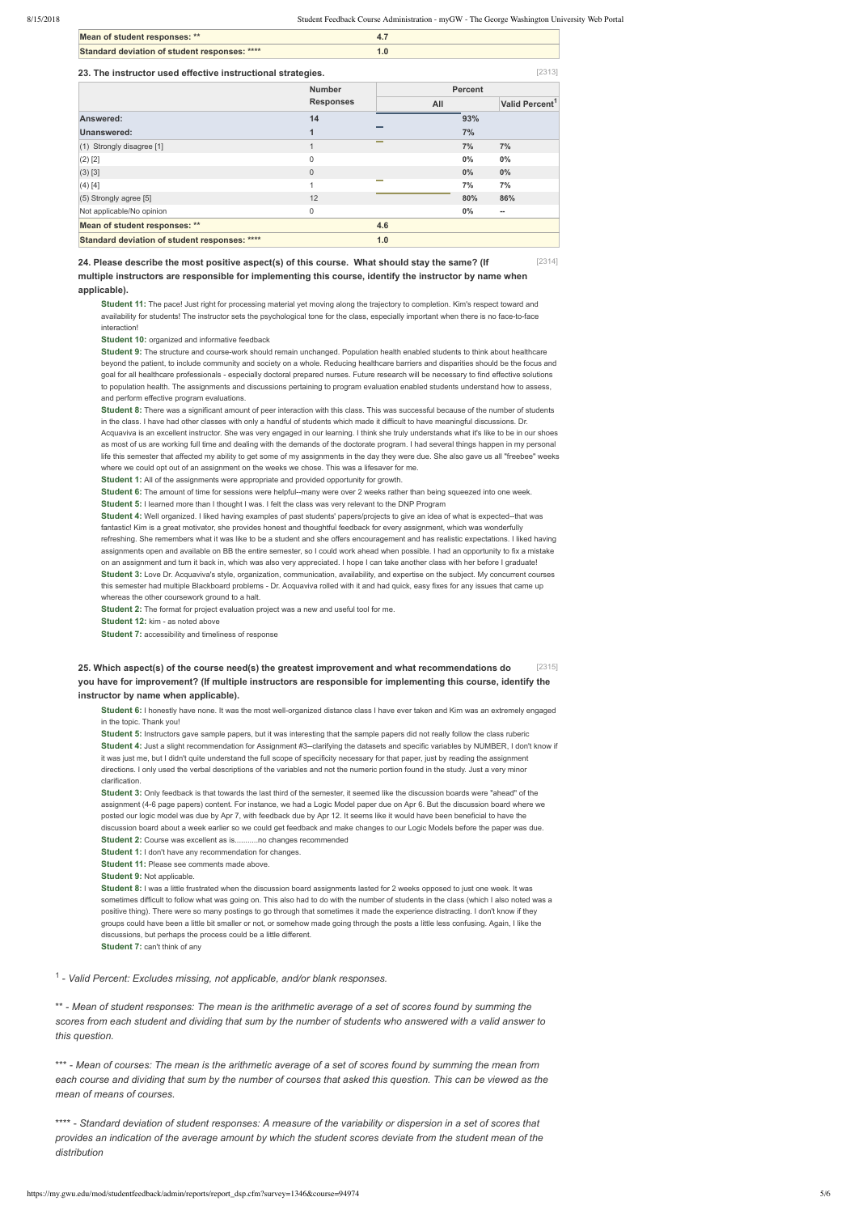| Mean of student responses: ** | 4.7 |
|---|---|
| Standard deviation of student responses: **** | 1.0 |

### 23. The instructor used effective instructional strategies. [2313]

| | Number Responses | Percent All | | Valid Percent[1] |
|---|---|---|---|---|
| Answered: | 14 | | 93% | |
| Unanswered: | 1 | | 7% | |
| (1) Strongly disagree [1] | 1 | | 7% | 7% |
| (2) [2] | 0 | | 0% | 0% |
| (3) [3] | 0 | | 0% | 0% |
| (4) [4] | 1 | | 7% | 7% |
| (5) Strongly agree [5] | 12 | | 80% | 86% |
| Not applicable/No opinion | 0 | | 0% | -- |
| Mean of student responses: ** | | 4.6 | | |
| Standard deviation of student responses: **** | | 1.0 | | |

### 24. Please describe the most positive aspect(s) of this course. What should stay the same? (If multiple instructors are responsible for implementing this course, identify the instructor by name when applicable). [2314]

**Student 11:** The pace! Just right for processing material yet moving along the trajectory to completion. Kim's respect toward and availability for students! The instructor sets the psychological tone for the class, especially important when there is no face-to-face interaction!

**Student 10:** organized and informative feedback

**Student 9:** The structure and course-work should remain unchanged. Population health enabled students to think about healthcare beyond the patient, to include community and society on a whole. Reducing healthcare barriers and disparities should be the focus and goal for all healthcare professionals - especially doctoral prepared nurses. Future research will be necessary to find effective solutions to population health. The assignments and discussions pertaining to program evaluation enabled students understand how to assess, and perform effective program evaluations.

**Student 8:** There was a significant amount of peer interaction with this class. This was successful because of the number of students in the class. I have had other classes with only a handful of students which made it difficult to have meaningful discussions. Dr. Acquaviva is an excellent instructor. She was very engaged in our learning. I think she truly understands what it's like to be in our shoes as most of us are working full time and dealing with the demands of the doctorate program. I had several things happen in my personal life this semester that affected my ability to get some of my assignments in the day they were due. She also gave us all "freebee" weeks where we could opt out of an assignment on the weeks we chose. This was a lifesaver for me.

**Student 1:** All of the assignments were appropriate and provided opportunity for growth.

**Student 6:** The amount of time for sessions were helpful--many were over 2 weeks rather than being squeezed into one week.

**Student 5:** I learned more than I thought I was. I felt the class was very relevant to the DNP Program

**Student 4:** Well organized. I liked having examples of past students' papers/projects to give an idea of what is expected--that was fantastic! Kim is a great motivator, she provides honest and thoughtful feedback for every assignment, which was wonderfully refreshing. She remembers what it was like to be a student and she offers encouragement and has realistic expectations. I liked having assignments open and available on BB the entire semester, so I could work ahead when possible. I had an opportunity to fix a mistake on an assignment and turn it back in, which was also very appreciated. I hope I can take another class with her before I graduate!

**Student 3:** Love Dr. Acquaviva's style, organization, communication, availability, and expertise on the subject. My concurrent courses this semester had multiple Blackboard problems - Dr. Acquaviva rolled with it and had quick, easy fixes for any issues that came up whereas the other coursework ground to a halt.

**Student 2:** The format for project evaluation project was a new and useful tool for me.

**Student 12:** kim - as noted above

**Student 7:** accessibility and timeliness of response

### 25. Which aspect(s) of the course need(s) the greatest improvement and what recommendations do you have for improvement? (If multiple instructors are responsible for implementing this course, identify the instructor by name when applicable). [2315]

**Student 6:** I honestly have none. It was the most well-organized distance class I have ever taken and Kim was an extremely engaged in the topic. Thank you!

**Student 5:** Instructors gave sample papers, but it was interesting that the sample papers did not really follow the class ruberic

**Student 4:** Just a slight recommendation for Assignment #3--clarifying the datasets and specific variables by NUMBER, I don't know if it was just me, but I didn't quite understand the full scope of specificity necessary for that paper, just by reading the assignment directions. I only used the verbal descriptions of the variables and not the numeric portion found in the study. Just a very minor clarification.

**Student 3:** Only feedback is that towards the last third of the semester, it seemed like the discussion boards were "ahead" of the assignment (4-6 page papers) content. For instance, we had a Logic Model paper due on Apr 6. But the discussion board where we posted our logic model was due by Apr 7, with feedback due by Apr 12. It seems like it would have been beneficial to have the discussion board about a week earlier so we could get feedback and make changes to our Logic Models before the paper was due.

**Student 2:** Course was excellent as is...........no changes recommended

**Student 1:** I don't have any recommendation for changes.

**Student 11:** Please see comments made above.

**Student 9:** Not applicable.

**Student 8:** I was a little frustrated when the discussion board assignments lasted for 2 weeks opposed to just one week. It was sometimes difficult to follow what was going on. This also had to do with the number of students in the class (which I also noted was a positive thing). There were so many postings to go through that sometimes it made the experience distracting. I don't know if they groups could have been a little bit smaller or not, or somehow made going through the posts a little less confusing. Again, I like the discussions, but perhaps the process could be a little different.

**Student 7:** can't think of any

[1] - *Valid Percent: Excludes missing, not applicable, and/or blank responses.*

*** - Mean of student responses: The mean is the arithmetic average of a set of scores found by summing the scores from each student and dividing that sum by the number of students who answered with a valid answer to this question.*

**** - Mean of courses: The mean is the arithmetic average of a set of scores found by summing the mean from each course and dividing that sum by the number of courses that asked this question. This can be viewed as the mean of means of courses.*

***** - Standard deviation of student responses: A measure of the variability or dispersion in a set of scores that provides an indication of the average amount by which the student scores deviate from the student mean of the distribution*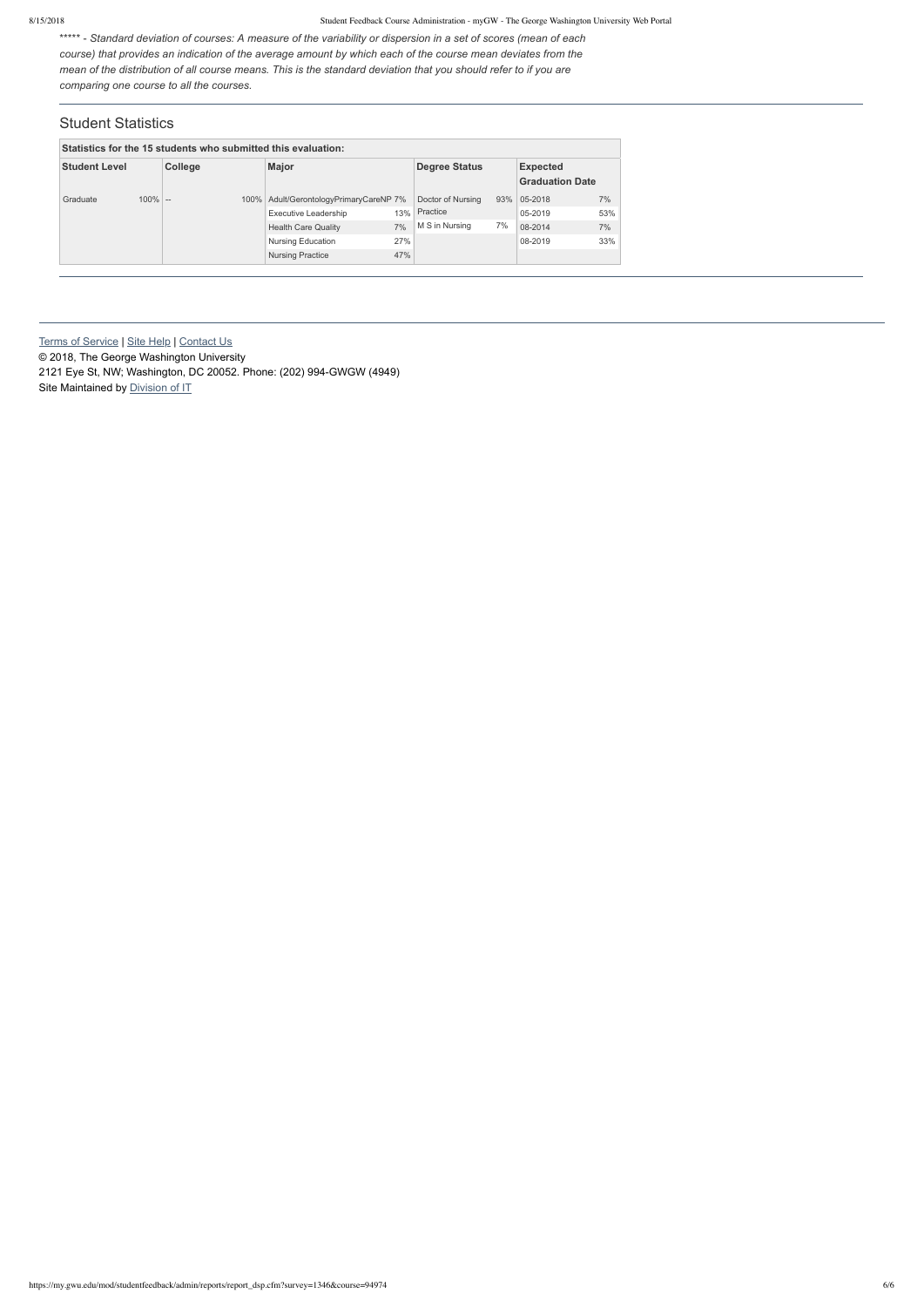*\*\*\*\*\* - Standard deviation of courses: A measure of the variability or dispersion in a set of scores (mean of each course) that provides an indication of the average amount by which each of the course mean deviates from the mean of the distribution of all course means. This is the standard deviation that you should refer to if you are comparing one course to all the courses.*

## Student Statistics

**Statistics for the 15 students who submitted this evaluation:**

| Student Level | | College | | Major | | Degree Status | | Expected Graduation Date | |
|---|---|---|---|---|---|---|---|---|---|
| Graduate | 100% | -- | 100% | Adult/GerontologyPrimaryCareNP | 7% | Doctor of Nursing Practice | 93% | 05-2018 | 7% |
| | | | | Executive Leadership | 13% | M S in Nursing | 7% | 05-2019 | 53% |
| | | | | Health Care Quality | 7% | | | 08-2014 | 7% |
| | | | | Nursing Education | 27% | | | 08-2019 | 33% |
| | | | | Nursing Practice | 47% | | | | |

Terms of Service | Site Help | Contact Us

© 2018, The George Washington University

2121 Eye St, NW; Washington, DC 20052. Phone: (202) 994-GWGW (4949)

Site Maintained by Division of IT